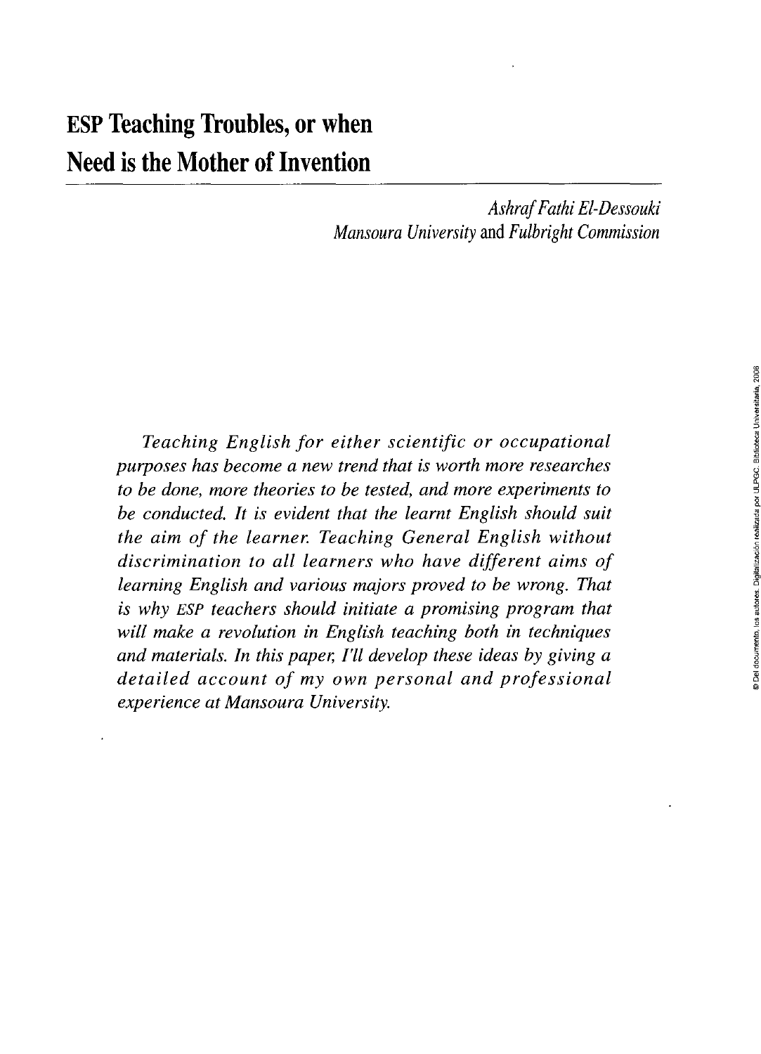# ESP Teaching Troubles, or when Need is the Mother of Invention

*Ashraf Fathi El-Dessouki*
*Mansoura University* and *Fulbright Commission*

*Teaching English for either scientific or occupational purposes has become a new trend that is worth more researches to be done, more theories to be tested, and more experiments to be conducted. It is evident that the learnt English should suit the aim of the learner. Teaching General English without discrimination to all learners who have different aims of learning English and various majors proved to be wrong. That is why ESP teachers should initiate a promising program that will make a revolution in English teaching both in techniques and materials. In this paper, I'll develop these ideas by giving a detailed account of my own personal and professional experience at Mansoura University.*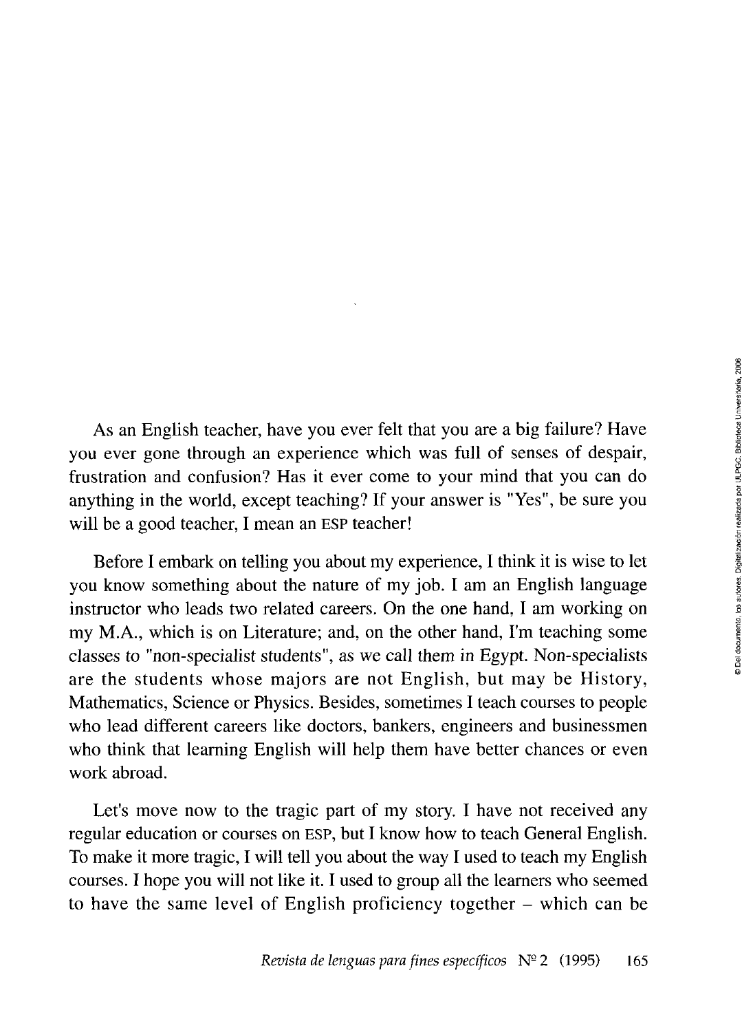As an English teacher, have you ever felt that you are a big failure? Have you ever gone through an experience which was full of senses of despair, frustration and confusion? Has it ever come to your mind that you can do anything in the world, except teaching? If your answer is "Yes", be sure you will be a good teacher, I mean an ESP teacher!

Before I embark on telling you about my experience, I think it is wise to let you know something about the nature of my job. I am an English language instructor who leads two related careers. On the one hand, I am working on my M.A., which is on Literature; and, on the other hand, I'm teaching some classes to "non-specialist students", as we call them in Egypt. Non-specialists are the students whose majors are not English, but may be History, Mathematics, Science or Physics. Besides, sometimes I teach courses to people who lead different careers like doctors, bankers, engineers and businessmen who think that learning English will help them have better chances or even work abroad.

Let's move now to the tragic part of my story. I have not received any regular education or courses on ESP, but I know how to teach General English. To make it more tragic, I will tell you about the way I used to teach my English courses. I hope you will not like it. I used to group all the learners who seemed to have the same level of English proficiency together – which can be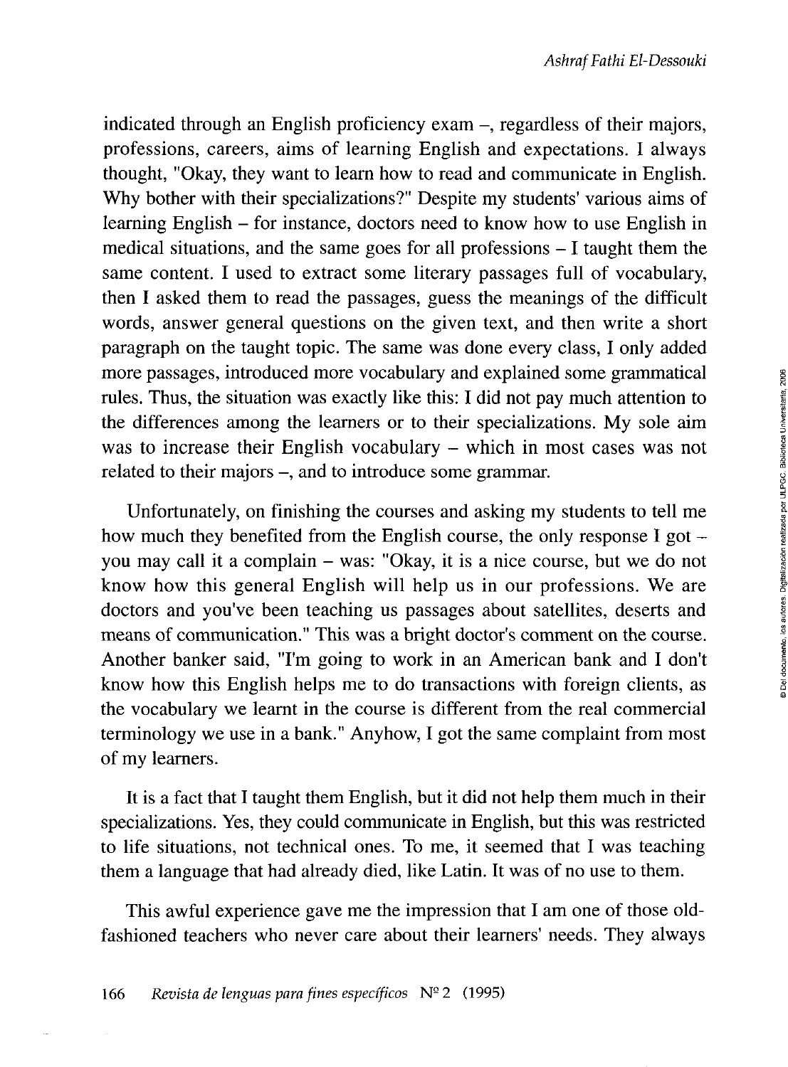indicated through an English proficiency exam –, regardless of their majors, professions, careers, aims of learning English and expectations. I always thought, "Okay, they want to learn how to read and communicate in English. Why bother with their specializations?" Despite my students' various aims of learning English – for instance, doctors need to know how to use English in medical situations, and the same goes for all professions – I taught them the same content. I used to extract some literary passages full of vocabulary, then I asked them to read the passages, guess the meanings of the difficult words, answer general questions on the given text, and then write a short paragraph on the taught topic. The same was done every class, I only added more passages, introduced more vocabulary and explained some grammatical rules. Thus, the situation was exactly like this: I did not pay much attention to the differences among the learners or to their specializations. My sole aim was to increase their English vocabulary – which in most cases was not related to their majors –, and to introduce some grammar.

Unfortunately, on finishing the courses and asking my students to tell me how much they benefited from the English course, the only response I got – you may call it a complain – was: "Okay, it is a nice course, but we do not know how this general English will help us in our professions. We are doctors and you've been teaching us passages about satellites, deserts and means of communication." This was a bright doctor's comment on the course. Another banker said, "I'm going to work in an American bank and I don't know how this English helps me to do transactions with foreign clients, as the vocabulary we learnt in the course is different from the real commercial terminology we use in a bank." Anyhow, I got the same complaint from most of my learners.

It is a fact that I taught them English, but it did not help them much in their specializations. Yes, they could communicate in English, but this was restricted to life situations, not technical ones. To me, it seemed that I was teaching them a language that had already died, like Latin. It was of no use to them.

This awful experience gave me the impression that I am one of those old-fashioned teachers who never care about their learners' needs. They always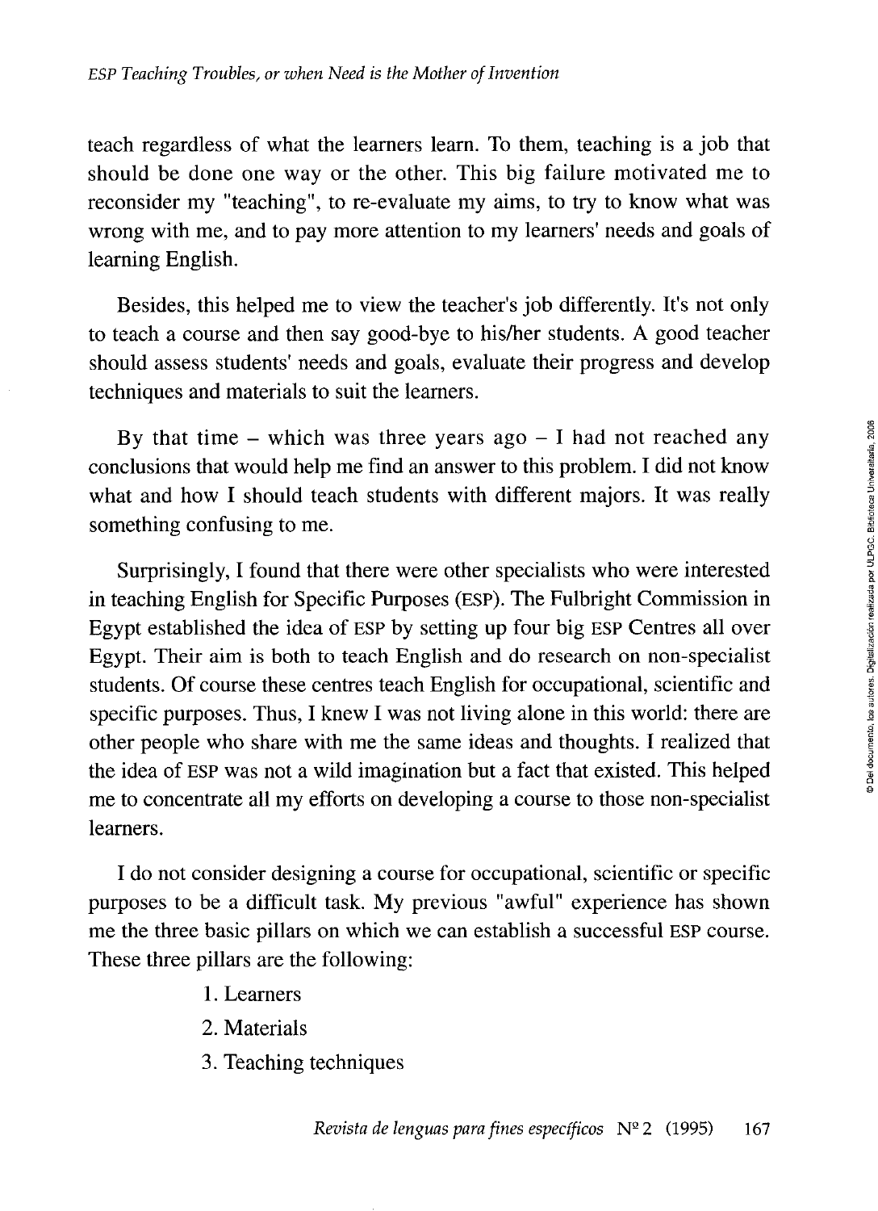teach regardless of what the learners learn. To them, teaching is a job that should be done one way or the other. This big failure motivated me to reconsider my "teaching", to re-evaluate my aims, to try to know what was wrong with me, and to pay more attention to my learners' needs and goals of learning English.

Besides, this helped me to view the teacher's job differently. It's not only to teach a course and then say good-bye to his/her students. A good teacher should assess students' needs and goals, evaluate their progress and develop techniques and materials to suit the learners.

By that time – which was three years ago – I had not reached any conclusions that would help me find an answer to this problem. I did not know what and how I should teach students with different majors. It was really something confusing to me.

Surprisingly, I found that there were other specialists who were interested in teaching English for Specific Purposes (ESP). The Fulbright Commission in Egypt established the idea of ESP by setting up four big ESP Centres all over Egypt. Their aim is both to teach English and do research on non-specialist students. Of course these centres teach English for occupational, scientific and specific purposes. Thus, I knew I was not living alone in this world: there are other people who share with me the same ideas and thoughts. I realized that the idea of ESP was not a wild imagination but a fact that existed. This helped me to concentrate all my efforts on developing a course to those non-specialist learners.

I do not consider designing a course for occupational, scientific or specific purposes to be a difficult task. My previous "awful" experience has shown me the three basic pillars on which we can establish a successful ESP course. These three pillars are the following:

1. Learners
2. Materials
3. Teaching techniques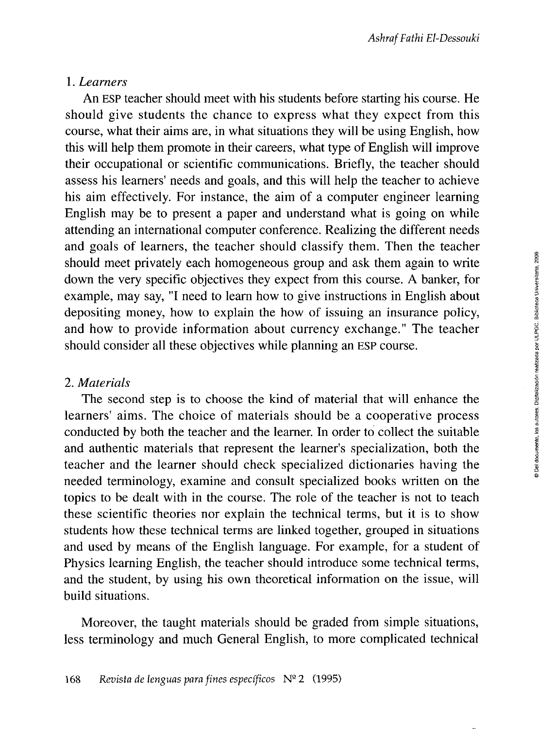### 1. *Learners*

An ESP teacher should meet with his students before starting his course. He should give students the chance to express what they expect from this course, what their aims are, in what situations they will be using English, how this will help them promote in their careers, what type of English will improve their occupational or scientific communications. Briefly, the teacher should assess his learners' needs and goals, and this will help the teacher to achieve his aim effectively. For instance, the aim of a computer engineer learning English may be to present a paper and understand what is going on while attending an international computer conference. Realizing the different needs and goals of learners, the teacher should classify them. Then the teacher should meet privately each homogeneous group and ask them again to write down the very specific objectives they expect from this course. A banker, for example, may say, "I need to learn how to give instructions in English about depositing money, how to explain the how of issuing an insurance policy, and how to provide information about currency exchange." The teacher should consider all these objectives while planning an ESP course.

### 2. *Materials*

The second step is to choose the kind of material that will enhance the learners' aims. The choice of materials should be a cooperative process conducted by both the teacher and the learner. In order to collect the suitable and authentic materials that represent the learner's specialization, both the teacher and the learner should check specialized dictionaries having the needed terminology, examine and consult specialized books written on the topics to be dealt with in the course. The role of the teacher is not to teach these scientific theories nor explain the technical terms, but it is to show students how these technical terms are linked together, grouped in situations and used by means of the English language. For example, for a student of Physics learning English, the teacher should introduce some technical terms, and the student, by using his own theoretical information on the issue, will build situations.

Moreover, the taught materials should be graded from simple situations, less terminology and much General English, to more complicated technical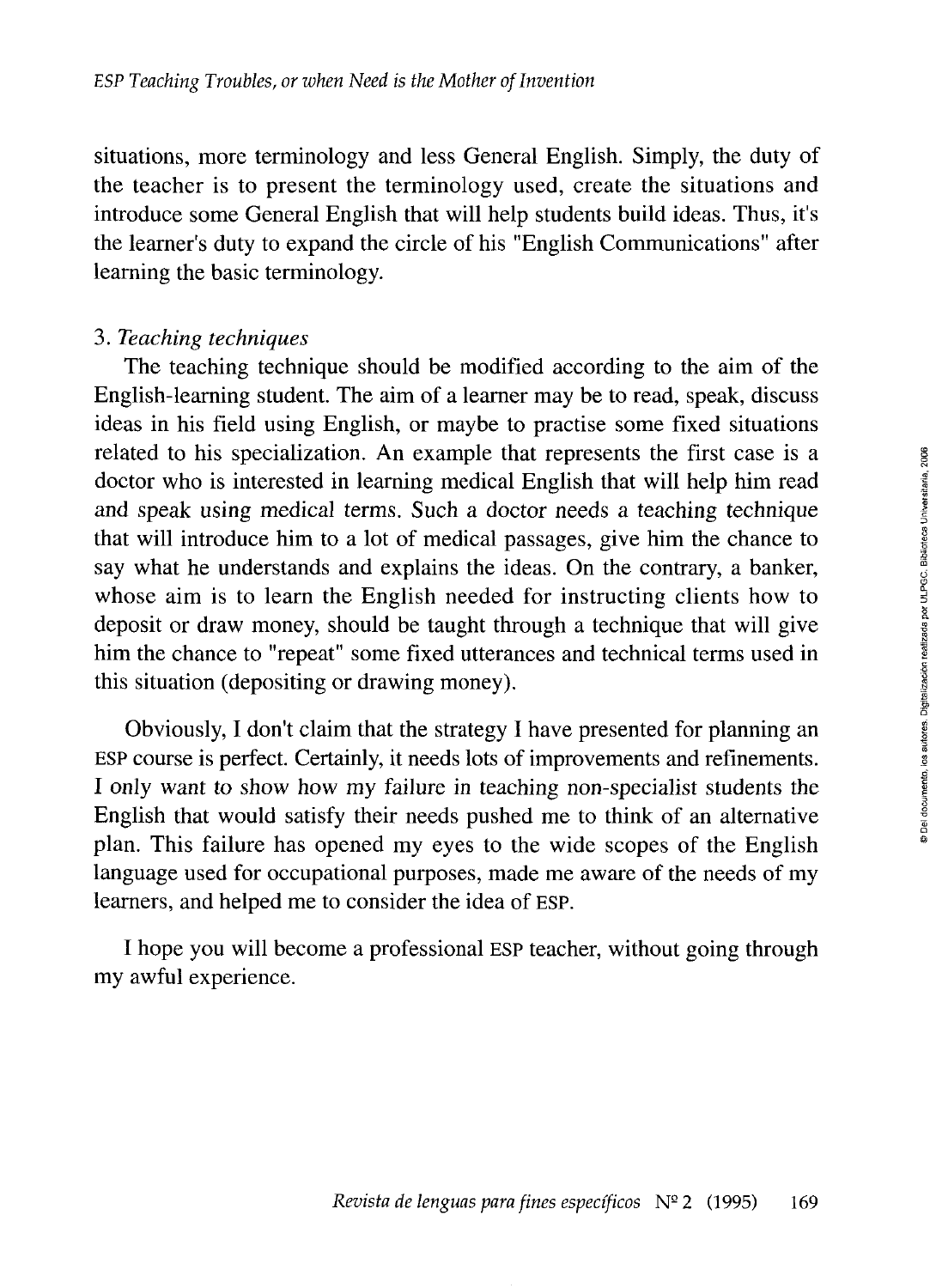situations, more terminology and less General English. Simply, the duty of the teacher is to present the terminology used, create the situations and introduce some General English that will help students build ideas. Thus, it's the learner's duty to expand the circle of his "English Communications" after learning the basic terminology.

### 3. *Teaching techniques*

The teaching technique should be modified according to the aim of the English-learning student. The aim of a learner may be to read, speak, discuss ideas in his field using English, or maybe to practise some fixed situations related to his specialization. An example that represents the first case is a doctor who is interested in learning medical English that will help him read and speak using medical terms. Such a doctor needs a teaching technique that will introduce him to a lot of medical passages, give him the chance to say what he understands and explains the ideas. On the contrary, a banker, whose aim is to learn the English needed for instructing clients how to deposit or draw money, should be taught through a technique that will give him the chance to "repeat" some fixed utterances and technical terms used in this situation (depositing or drawing money).

Obviously, I don't claim that the strategy I have presented for planning an ESP course is perfect. Certainly, it needs lots of improvements and refinements. I only want to show how my failure in teaching non-specialist students the English that would satisfy their needs pushed me to think of an alternative plan. This failure has opened my eyes to the wide scopes of the English language used for occupational purposes, made me aware of the needs of my learners, and helped me to consider the idea of ESP.

I hope you will become a professional ESP teacher, without going through my awful experience.